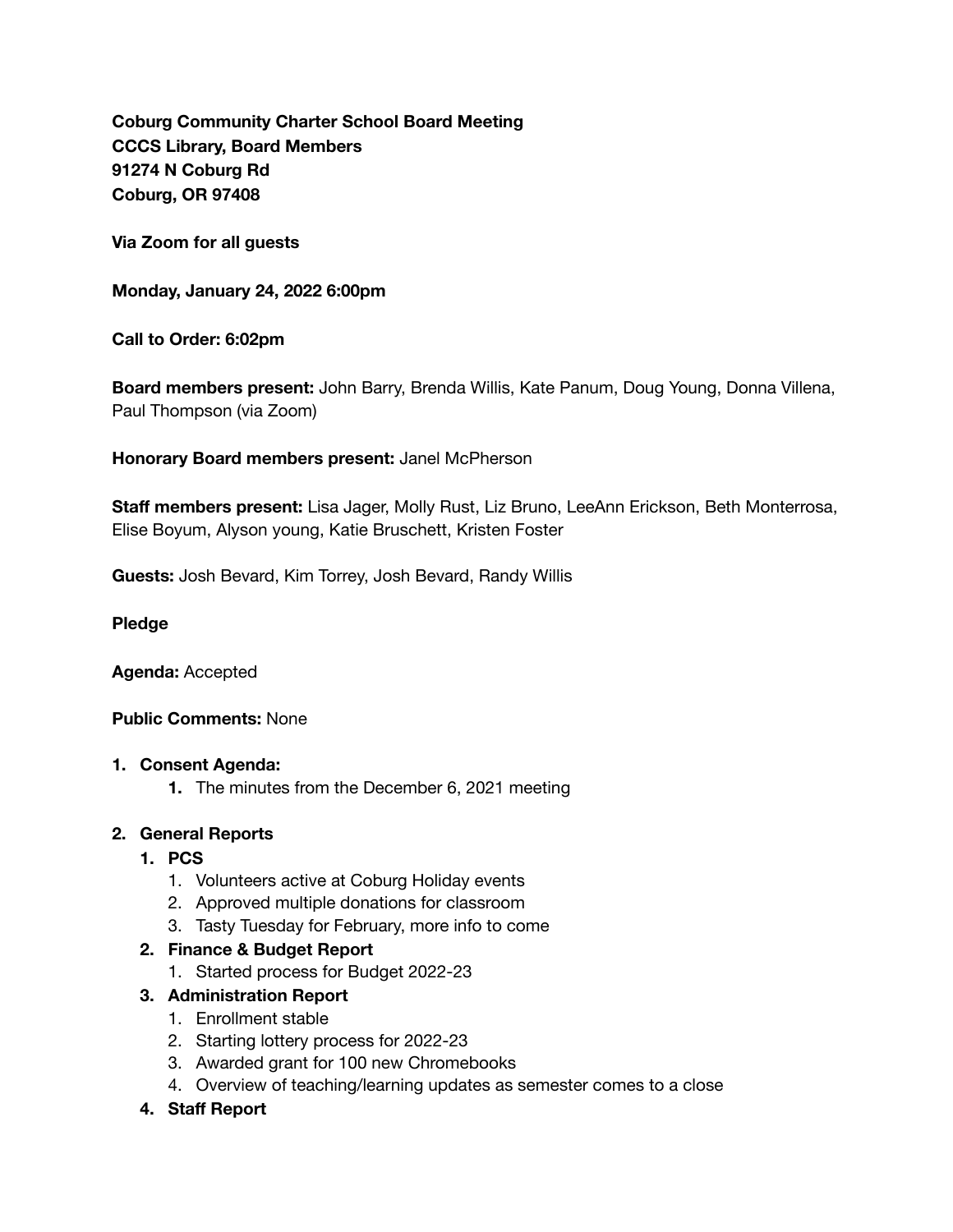**Coburg Community Charter School Board Meeting**
**CCCS Library, Board Members**
**91274 N Coburg Rd**
**Coburg, OR 97408**

**Via Zoom for all guests**

**Monday, January 24, 2022 6:00pm**

**Call to Order: 6:02pm**

**Board members present:** John Barry, Brenda Willis, Kate Panum, Doug Young, Donna Villena, Paul Thompson (via Zoom)

**Honorary Board members present:** Janel McPherson

**Staff members present:** Lisa Jager, Molly Rust, Liz Bruno, LeeAnn Erickson, Beth Monterrosa, Elise Boyum, Alyson young, Katie Bruschett, Kristen Foster

**Guests:** Josh Bevard, Kim Torrey, Josh Bevard, Randy Willis

**Pledge**

**Agenda:** Accepted

**Public Comments:** None

1. **Consent Agenda:**
   1. The minutes from the December 6, 2021 meeting
2. **General Reports**
   1. **PCS**
      1. Volunteers active at Coburg Holiday events
      2. Approved multiple donations for classroom
      3. Tasty Tuesday for February, more info to come
   2. **Finance & Budget Report**
      1. Started process for Budget 2022-23
   3. **Administration Report**
      1. Enrollment stable
      2. Starting lottery process for 2022-23
      3. Awarded grant for 100 new Chromebooks
      4. Overview of teaching/learning updates as semester comes to a close
   4. **Staff Report**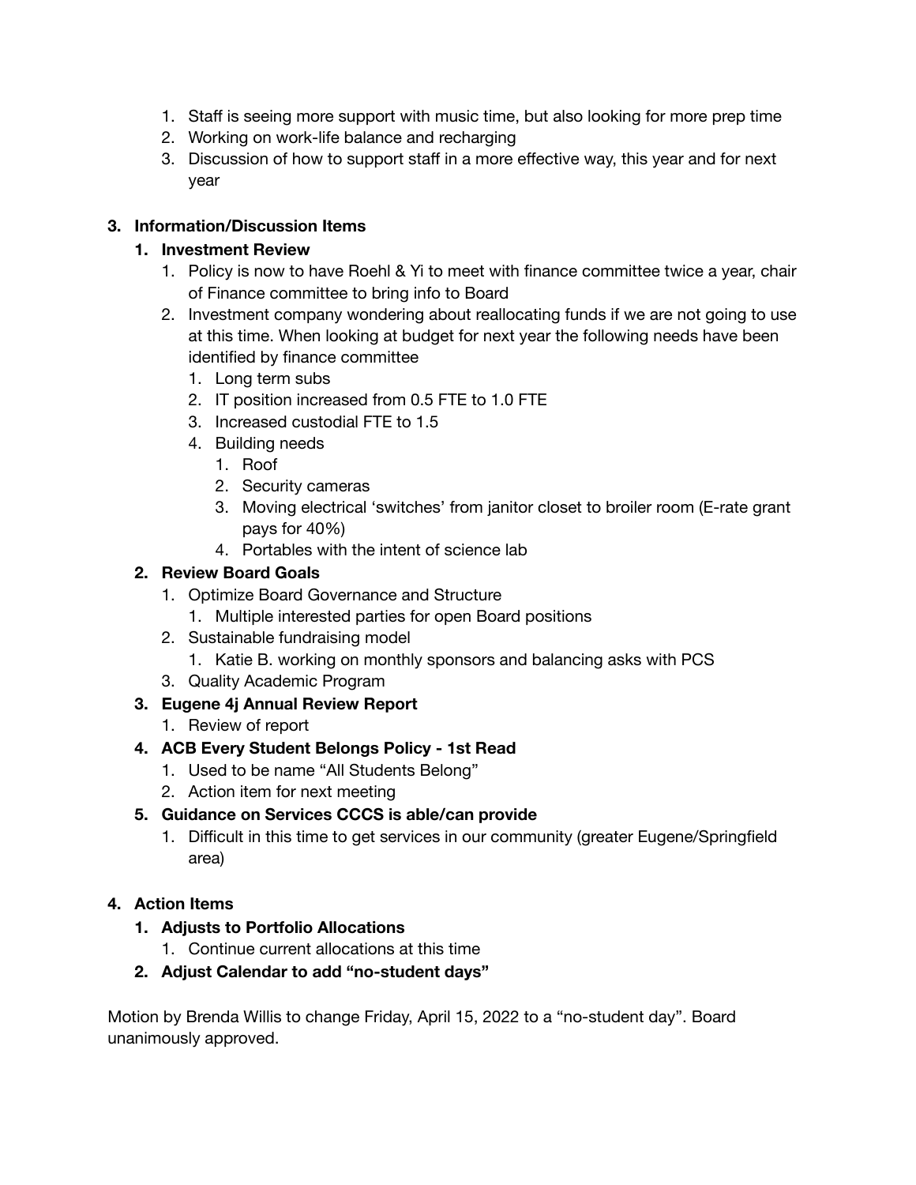1. Staff is seeing more support with music time, but also looking for more prep time
   2. Working on work-life balance and recharging
   3. Discussion of how to support staff in a more effective way, this year and for next year

3. **Information/Discussion Items**
   1. **Investment Review**
      1. Policy is now to have Roehl & Yi to meet with finance committee twice a year, chair of Finance committee to bring info to Board
      2. Investment company wondering about reallocating funds if we are not going to use at this time. When looking at budget for next year the following needs have been identified by finance committee
         1. Long term subs
         2. IT position increased from 0.5 FTE to 1.0 FTE
         3. Increased custodial FTE to 1.5
         4. Building needs
            1. Roof
            2. Security cameras
            3. Moving electrical 'switches' from janitor closet to broiler room (E-rate grant pays for 40%)
            4. Portables with the intent of science lab
   2. **Review Board Goals**
      1. Optimize Board Governance and Structure
         1. Multiple interested parties for open Board positions
      2. Sustainable fundraising model
         1. Katie B. working on monthly sponsors and balancing asks with PCS
      3. Quality Academic Program
   3. **Eugene 4j Annual Review Report**
      1. Review of report
   4. **ACB Every Student Belongs Policy - 1st Read**
      1. Used to be name "All Students Belong"
      2. Action item for next meeting
   5. **Guidance on Services CCCS is able/can provide**
      1. Difficult in this time to get services in our community (greater Eugene/Springfield area)

4. **Action Items**
   1. **Adjusts to Portfolio Allocations**
      1. Continue current allocations at this time
   2. **Adjust Calendar to add "no-student days"**

Motion by Brenda Willis to change Friday, April 15, 2022 to a "no-student day". Board unanimously approved.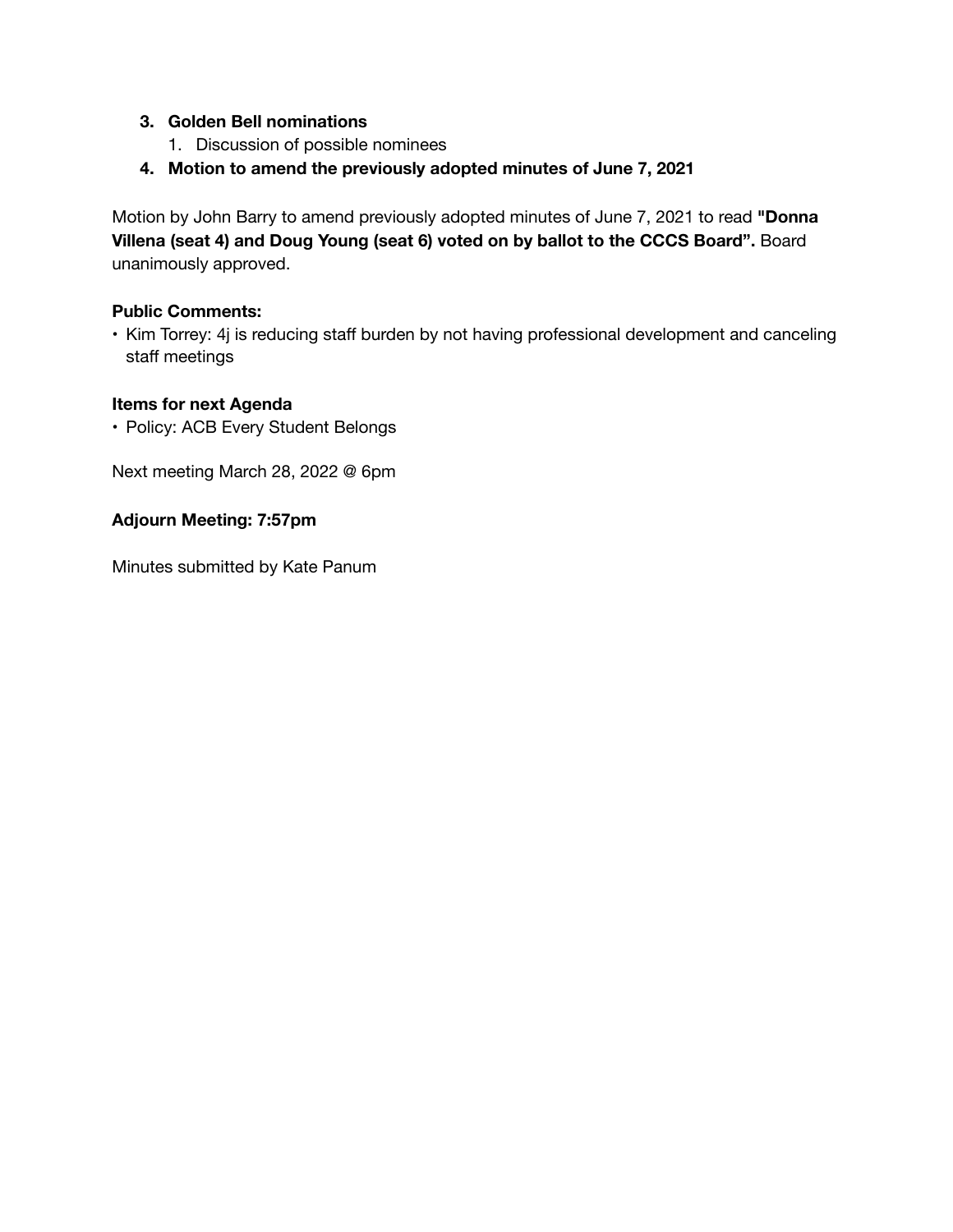3. **Golden Bell nominations**
    1. Discussion of possible nominees
4. **Motion to amend the previously adopted minutes of June 7, 2021**

Motion by John Barry to amend previously adopted minutes of June 7, 2021 to read **"Donna Villena (seat 4) and Doug Young (seat 6) voted on by ballot to the CCCS Board".** Board unanimously approved.

**Public Comments:**

- Kim Torrey: 4j is reducing staff burden by not having professional development and canceling staff meetings

**Items for next Agenda**

- Policy: ACB Every Student Belongs

Next meeting March 28, 2022 @ 6pm

**Adjourn Meeting: 7:57pm**

Minutes submitted by Kate Panum